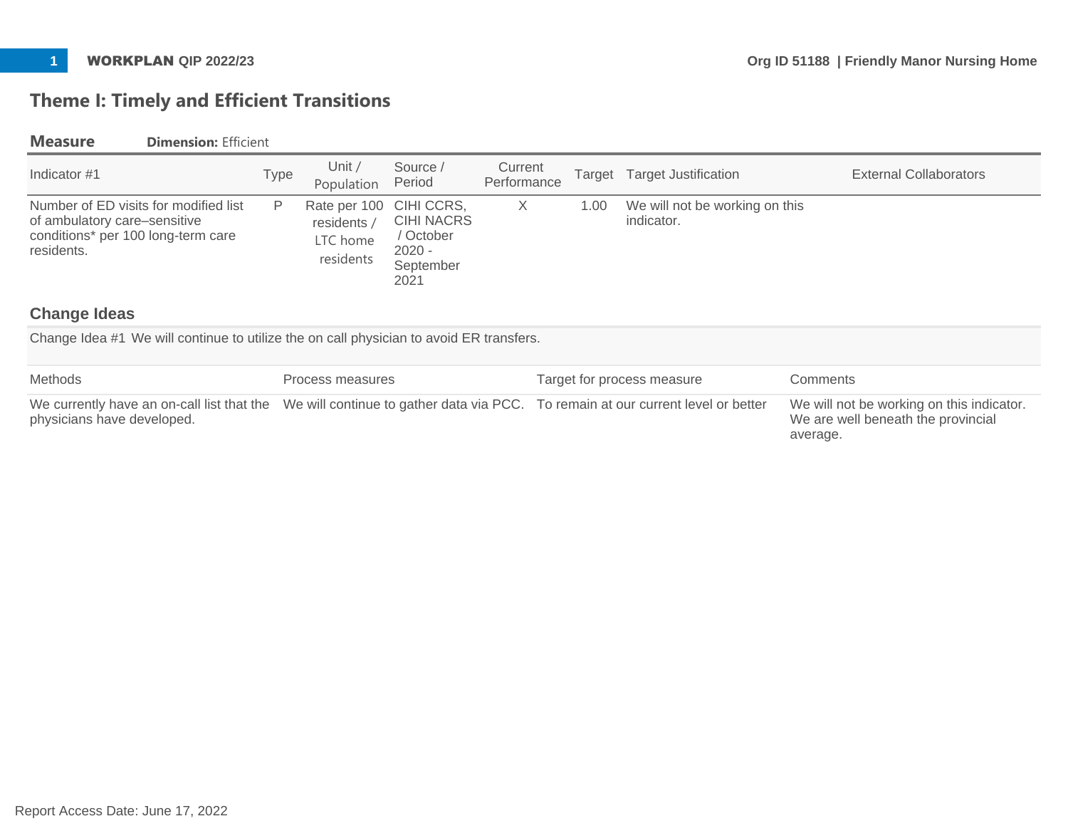# Theme I: Timely and Efficient Transitions

**Measure** **Dimension:** Efficient

| Indicator #1 | Type | Unit / Population | Source / Period | Current Performance | Target | Target Justification | External Collaborators |
|---|---|---|---|---|---|---|---|
| Number of ED visits for modified list of ambulatory care–sensitive conditions* per 100 long-term care residents. | P | Rate per 100 residents / LTC home residents | CIHI CCRS, CIHI NACRS / October 2020 - September 2021 | X | 1.00 | We will not be working on this indicator. | |

## Change Ideas

Change Idea #1 We will continue to utilize the on call physician to avoid ER transfers.

| Methods | Process measures | Target for process measure | Comments |
|---|---|---|---|
| We currently have an on-call list that the physicians have developed. | We will continue to gather data via PCC. | To remain at our current level or better | We will not be working on this indicator. We are well beneath the provincial average. |

Report Access Date: June 17, 2022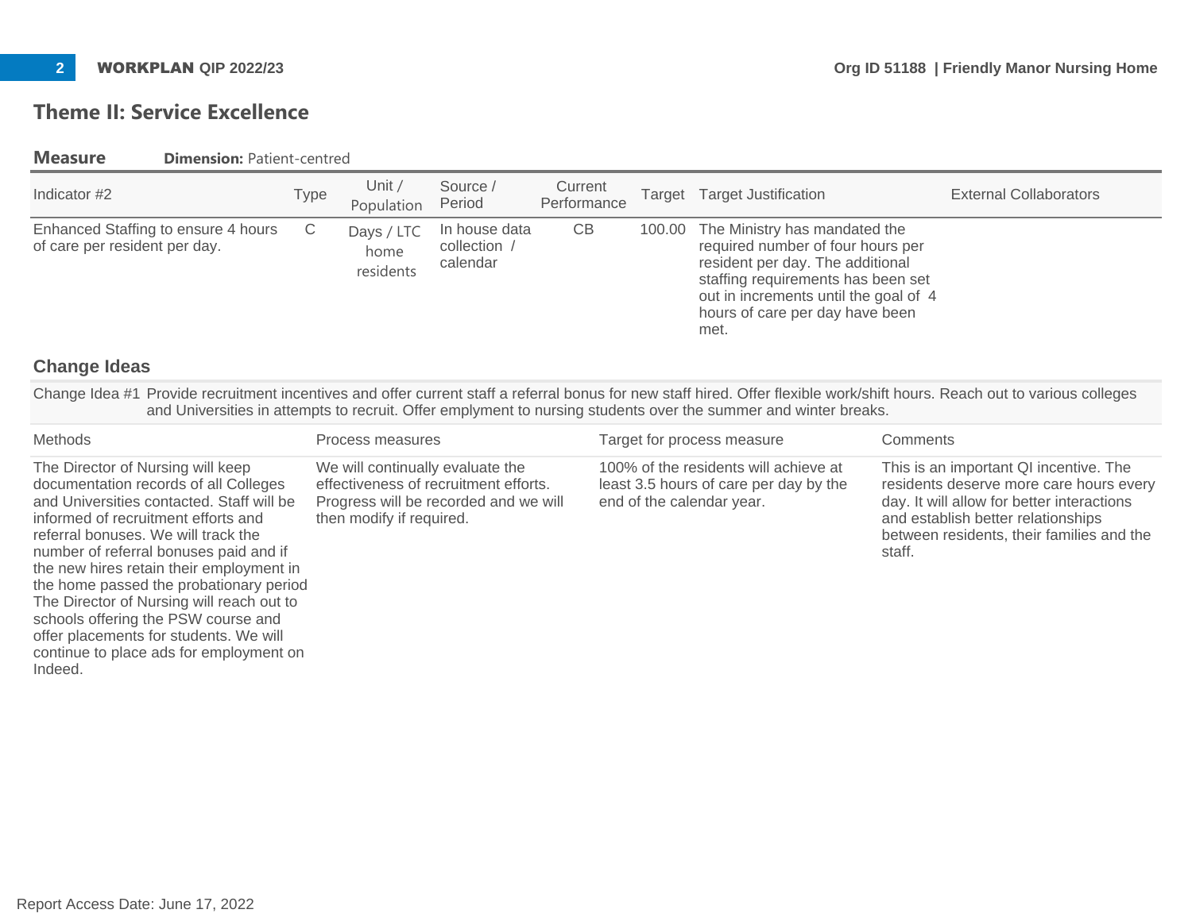## Theme II: Service Excellence

**Measure** **Dimension:** Patient-centred

| Indicator #2 | Type | Unit / Population | Source / Period | Current Performance | Target | Target Justification | External Collaborators |
|---|---|---|---|---|---|---|---|
| Enhanced Staffing to ensure 4 hours of care per resident per day. | C | Days / LTC home residents | In house data collection / calendar | CB | 100.00 | The Ministry has mandated the required number of four hours per resident per day. The additional staffing requirements has been set out in increments until the goal of 4 hours of care per day have been met. | |

### Change Ideas

Change Idea #1 Provide recruitment incentives and offer current staff a referral bonus for new staff hired. Offer flexible work/shift hours. Reach out to various colleges and Universities in attempts to recruit. Offer emplyment to nursing students over the summer and winter breaks.

| Methods | Process measures | Target for process measure | Comments |
|---|---|---|---|
| The Director of Nursing will keep documentation records of all Colleges and Universities contacted. Staff will be informed of recruitment efforts and referral bonuses. We will track the number of referral bonuses paid and if the new hires retain their employment in the home passed the probationary period The Director of Nursing will reach out to schools offering the PSW course and offer placements for students. We will continue to place ads for employment on Indeed. | We will continually evaluate the effectiveness of recruitment efforts. Progress will be recorded and we will then modify if required. | 100% of the residents will achieve at least 3.5 hours of care per day by the end of the calendar year. | This is an important QI incentive. The residents deserve more care hours every day. It will allow for better interactions and establish better relationships between residents, their families and the staff. |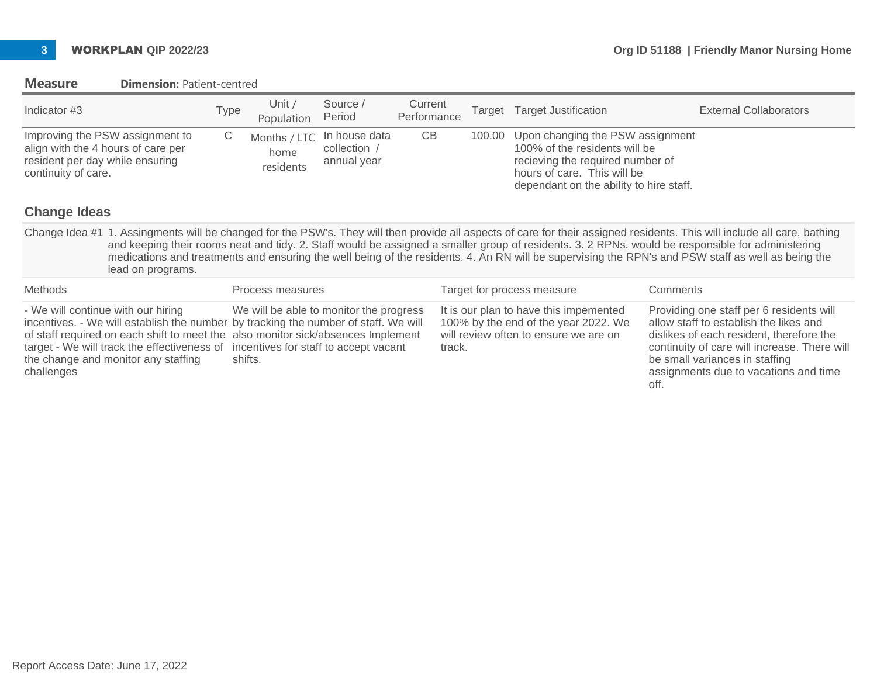## Measure

**Dimension:** Patient-centred

| Indicator #3 | Type | Unit / Population | Source / Period | Current Performance | Target | Target Justification | External Collaborators |
|---|---|---|---|---|---|---|---|
| Improving the PSW assignment to align with the 4 hours of care per resident per day while ensuring continuity of care. | C | Months / LTC home residents | In house data collection / annual year | CB | 100.00 | Upon changing the PSW assignment 100% of the residents will be recieving the required number of hours of care. This will be dependant on the ability to hire staff. | |

## Change Ideas

Change Idea #1 1. Assingments will be changed for the PSW's. They will then provide all aspects of care for their assigned residents. This will include all care, bathing and keeping their rooms neat and tidy. 2. Staff would be assigned a smaller group of residents. 3. 2 RPNs. would be responsible for administering medications and treatments and ensuring the well being of the residents. 4. An RN will be supervising the RPN's and PSW staff as well as being the lead on programs.

| Methods | Process measures | Target for process measure | Comments |
|---|---|---|---|
| - We will continue with our hiring incentives. - We will establish the number of staff required on each shift to meet the target - We will track the effectiveness of the change and monitor any staffing challenges | We will be able to monitor the progress by tracking the number of staff. We will also monitor sick/absences Implement incentives for staff to accept vacant shifts. | It is our plan to have this impemented 100% by the end of the year 2022. We will review often to ensure we are on track. | Providing one staff per 6 residents will allow staff to establish the likes and dislikes of each resident, therefore the continuity of care will increase. There will be small variances in staffing assignments due to vacations and time off. |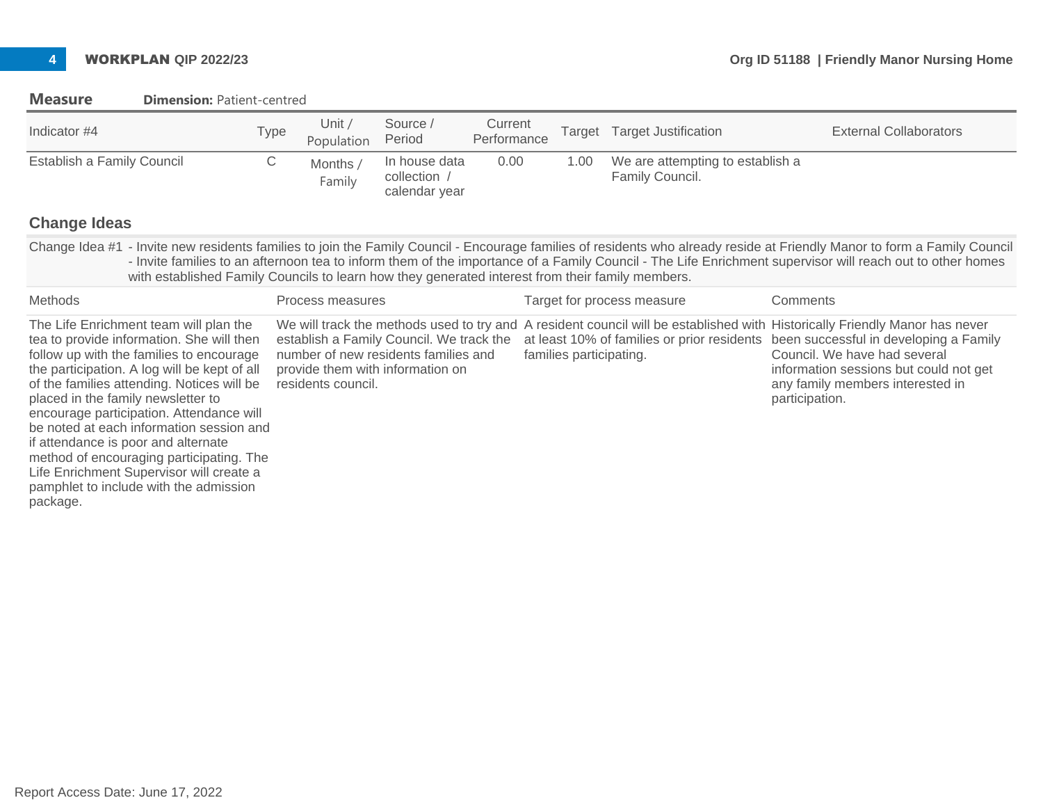## Measure **Dimension:** Patient-centred

| Indicator #4 | Type | Unit / Population | Source / Period | Current Performance | Target | Target Justification | External Collaborators |
|---|---|---|---|---|---|---|---|
| Establish a Family Council | C | Months / Family | In house data collection / calendar year | 0.00 | 1.00 | We are attempting to establish a Family Council. | |

## Change Ideas

Change Idea #1 - Invite new residents families to join the Family Council - Encourage families of residents who already reside at Friendly Manor to form a Family Council - Invite families to an afternoon tea to inform them of the importance of a Family Council - The Life Enrichment supervisor will reach out to other homes with established Family Councils to learn how they generated interest from their family members.

| Methods | Process measures | Target for process measure | Comments |
|---|---|---|---|
| The Life Enrichment team will plan the tea to provide information. She will then follow up with the families to encourage the participation. A log will be kept of all of the families attending. Notices will be placed in the family newsletter to encourage participation. Attendance will be noted at each information session and if attendance is poor and alternate method of encouraging participating. The Life Enrichment Supervisor will create a pamphlet to include with the admission package. | We will track the methods used to try and establish a Family Council. We track the number of new residents families and provide them with information on residents council. | A resident council will be established with at least 10% of families or prior residents families participating. | Historically Friendly Manor has never been successful in developing a Family Council. We have had several information sessions but could not get any family members interested in participation. |

Report Access Date: June 17, 2022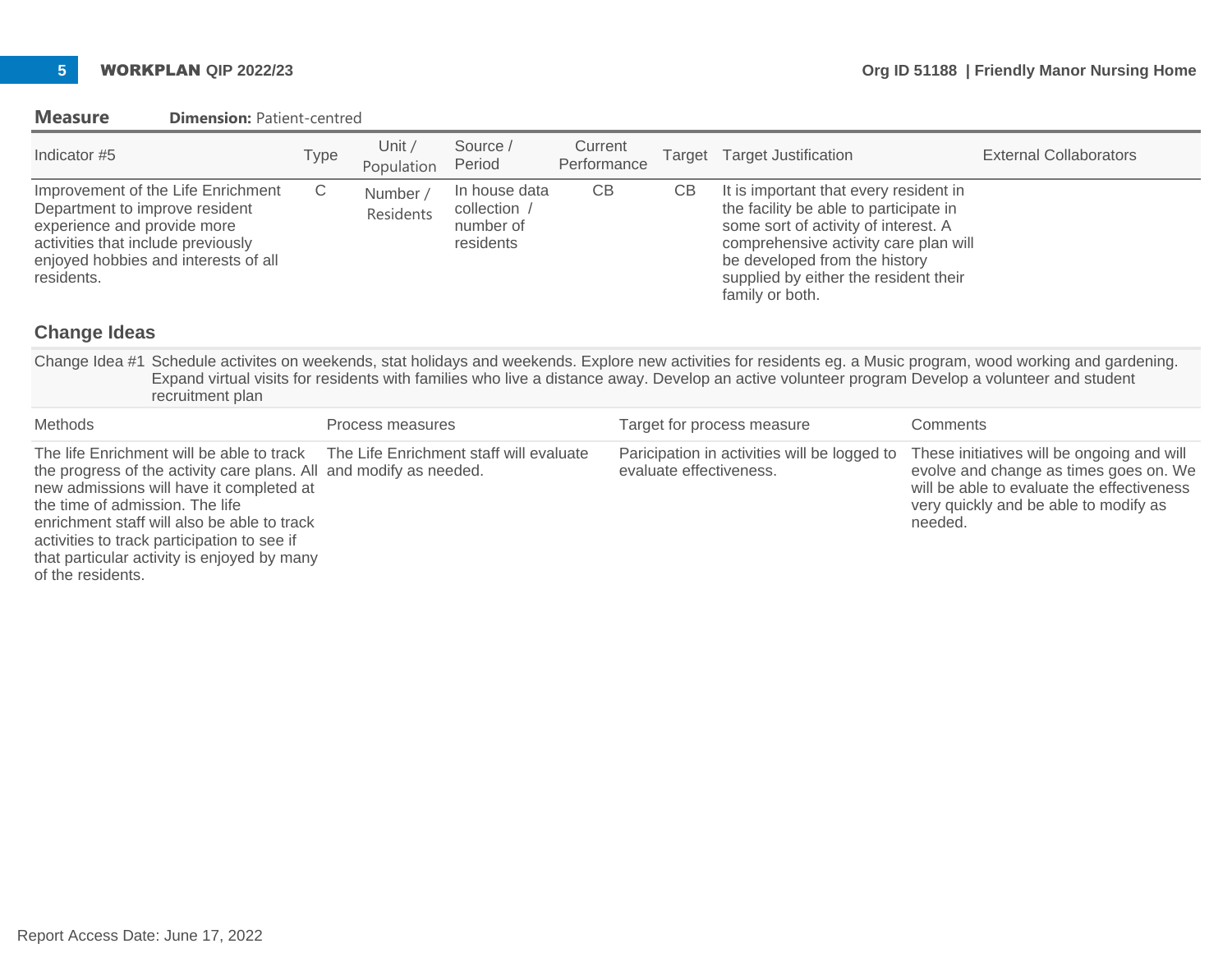## Measure

**Dimension:** Patient-centred

| Indicator #5 | Type | Unit / Population | Source / Period | Current Performance | Target | Target Justification | External Collaborators |
|---|---|---|---|---|---|---|---|
| Improvement of the Life Enrichment Department to improve resident experience and provide more activities that include previously enjoyed hobbies and interests of all residents. | C | Number / Residents | In house data collection / number of residents | CB | CB | It is important that every resident in the facility be able to participate in some sort of activity of interest. A comprehensive activity care plan will be developed from the history supplied by either the resident their family or both. | |

## Change Ideas

Change Idea #1 Schedule activites on weekends, stat holidays and weekends. Explore new activities for residents eg. a Music program, wood working and gardening. Expand virtual visits for residents with families who live a distance away. Develop an active volunteer program Develop a volunteer and student recruitment plan

| Methods | Process measures | Target for process measure | Comments |
|---|---|---|---|
| The life Enrichment will be able to track the progress of the activity care plans. All new admissions will have it completed at the time of admission. The life enrichment staff will also be able to track activities to track participation to see if that particular activity is enjoyed by many of the residents. | The Life Enrichment staff will evaluate and modify as needed. | Paricipation in activities will be logged to evaluate effectiveness. | These initiatives will be ongoing and will evolve and change as times goes on. We will be able to evaluate the effectiveness very quickly and be able to modify as needed. |

Report Access Date: June 17, 2022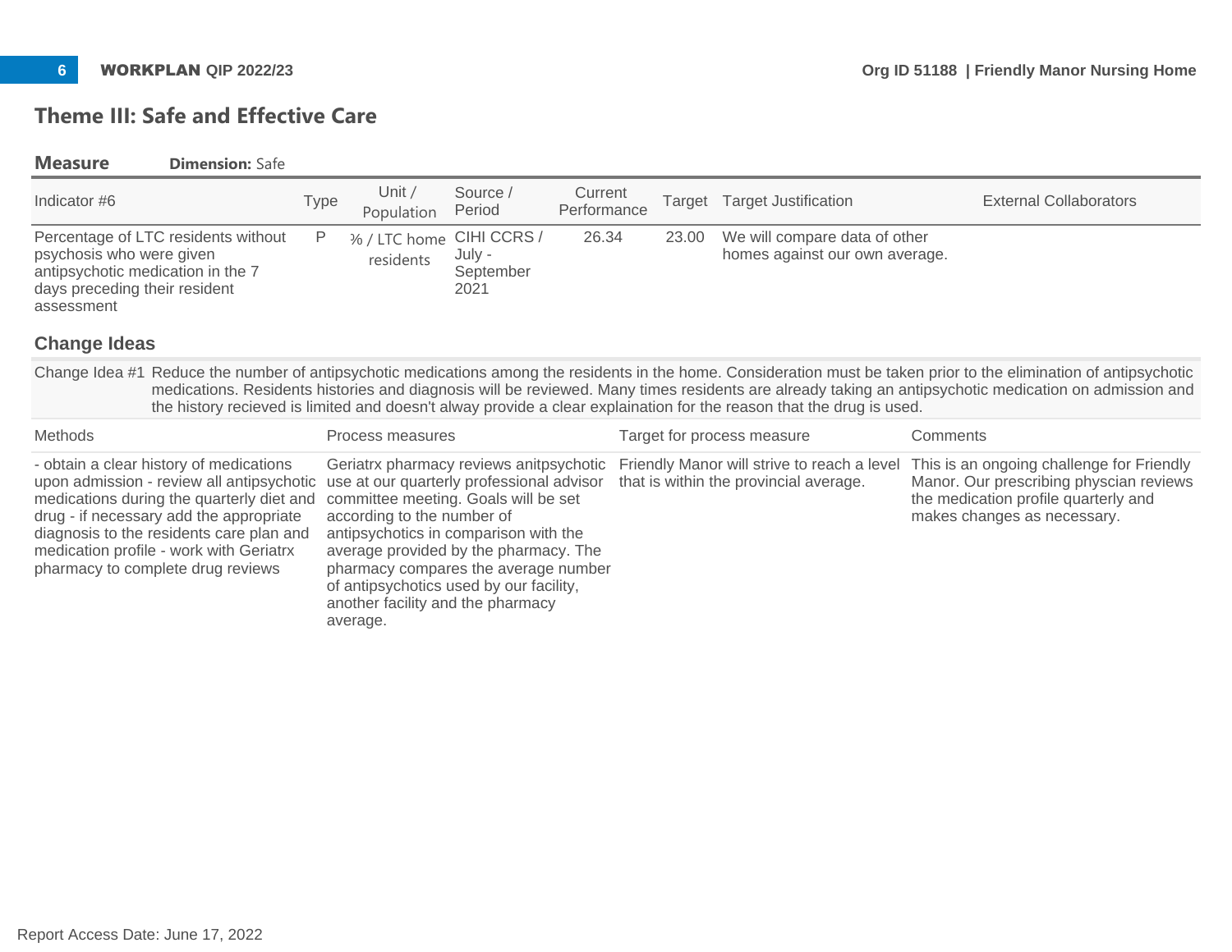## Theme III: Safe and Effective Care

**Measure** **Dimension:** Safe

| Indicator #6 | Type | Unit / Population | Source / Period | Current Performance | Target | Target Justification | External Collaborators |
|---|---|---|---|---|---|---|---|
| Percentage of LTC residents without psychosis who were given antipsychotic medication in the 7 days preceding their resident assessment | P | % / LTC home residents | CIHI CCRS / July - September 2021 | 26.34 | 23.00 | We will compare data of other homes against our own average. | |

### Change Ideas

Change Idea #1 Reduce the number of antipsychotic medications among the residents in the home. Consideration must be taken prior to the elimination of antipsychotic medications. Residents histories and diagnosis will be reviewed. Many times residents are already taking an antipsychotic medication on admission and the history recieved is limited and doesn't alway provide a clear explaination for the reason that the drug is used.

| Methods | Process measures | Target for process measure | Comments |
|---|---|---|---|
| - obtain a clear history of medications upon admission - review all antipsychotic medications during the quarterly diet and drug - if necessary add the appropriate diagnosis to the residents care plan and medication profile - work with Geriatrx pharmacy to complete drug reviews | Geriatrx pharmacy reviews anitpsychotic use at our quarterly professional advisor committee meeting. Goals will be set according to the number of antipsychotics in comparison with the average provided by the pharmacy. The pharmacy compares the average number of antipsychotics used by our facility, another facility and the pharmacy average. | Friendly Manor will strive to reach a level that is within the provincial average. | This is an ongoing challenge for Friendly Manor. Our prescribing physcian reviews the medication profile quarterly and makes changes as necessary. |

Report Access Date: June 17, 2022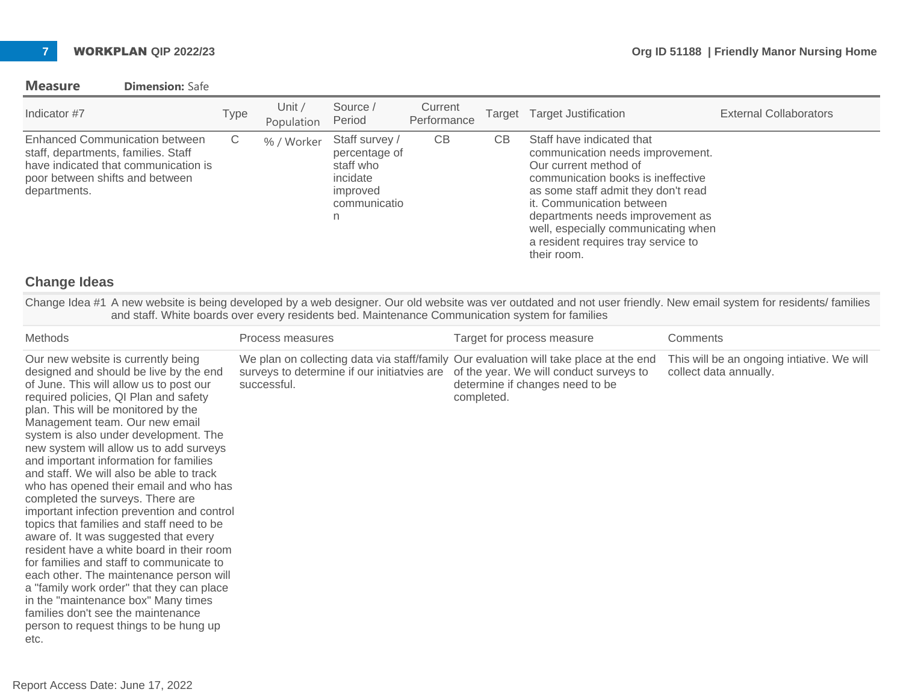## Measure    Dimension: Safe

| Indicator #7 | Type | Unit / Population | Source / Period | Current Performance | Target | Target Justification | External Collaborators |
|---|---|---|---|---|---|---|---|
| Enhanced Communication between staff, departments, families. Staff have indicated that communication is poor between shifts and between departments. | C | % / Worker | Staff survey / percentage of staff who incidate improved communication | CB | CB | Staff have indicated that communication needs improvement. Our current method of communication books is ineffective as some staff admit they don't read it. Communication between departments needs improvement as well, especially communicating when a resident requires tray service to their room. | |

## Change Ideas

Change Idea #1 A new website is being developed by a web designer. Our old website was ver outdated and not user friendly. New email system for residents/ families and staff. White boards over every residents bed. Maintenance Communication system for families

| Methods | Process measures | Target for process measure | Comments |
|---|---|---|---|
| Our new website is currently being designed and should be live by the end of June. This will allow us to post our required policies, QI Plan and safety plan. This will be monitored by the Management team. Our new email system is also under development. The new system will allow us to add surveys and important information for families and staff. We will also be able to track who has opened their email and who has completed the surveys. There are important infection prevention and control topics that families and staff need to be aware of. It was suggested that every resident have a white board in their room for families and staff to communicate to each other. The maintenance person will a "family work order" that they can place in the "maintenance box" Many times families don't see the maintenance person to request things to be hung up etc. | We plan on collecting data via staff/family surveys to determine if our initiatvies are successful. | Our evaluation will take place at the end of the year. We will conduct surveys to determine if changes need to be completed. | This will be an ongoing intiative. We will collect data annually. |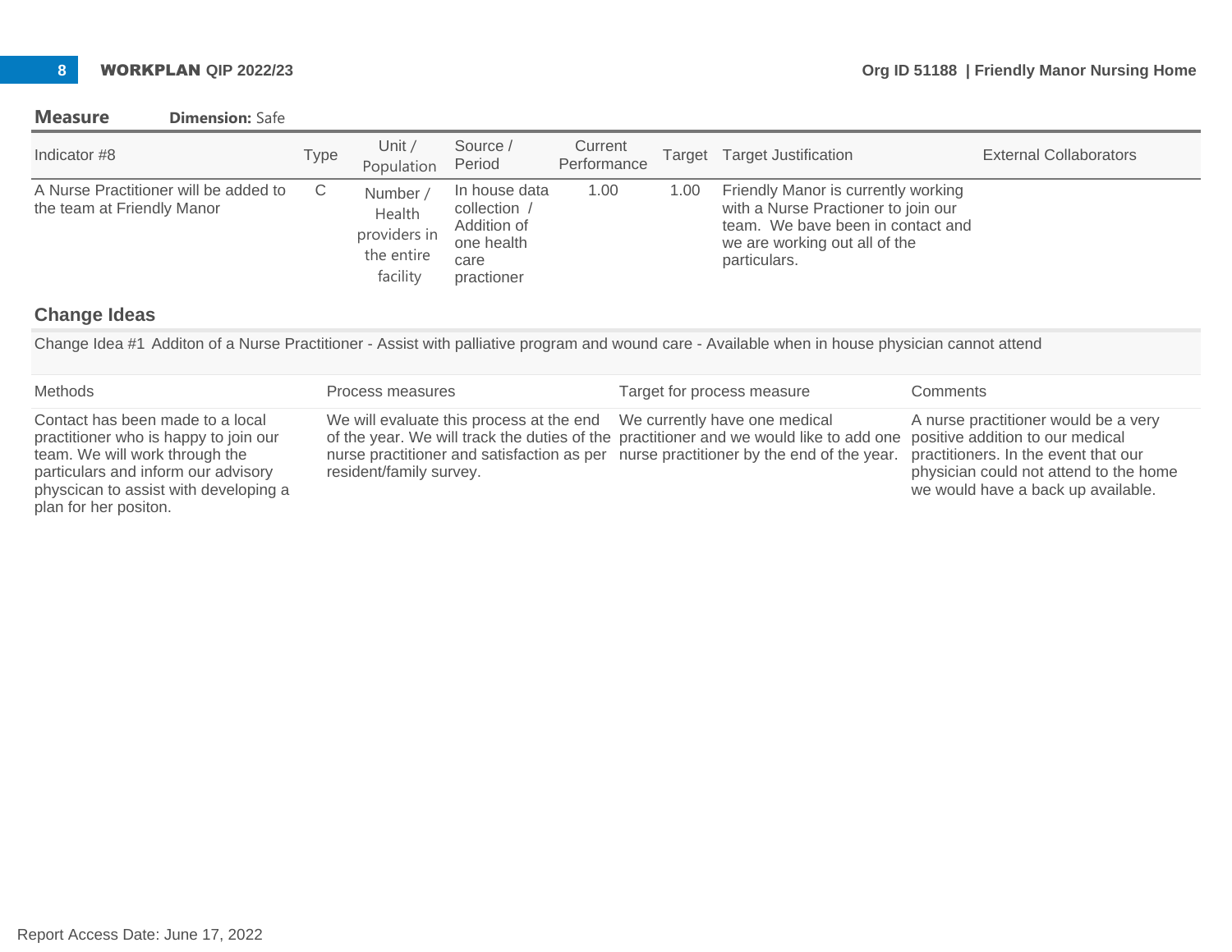## Measure Dimension: Safe

| Indicator #8 | Type | Unit / Population | Source / Period | Current Performance | Target | Target Justification | External Collaborators |
| --- | --- | --- | --- | --- | --- | --- | --- |
| A Nurse Practitioner will be added to the team at Friendly Manor | C | Number / Health providers in the entire facility | In house data collection / Addition of one health care practioner | 1.00 | 1.00 | Friendly Manor is currently working with a Nurse Practioner to join our team. We bave been in contact and we are working out all of the particulars. | |

### Change Ideas

Change Idea #1 Additon of a Nurse Practitioner - Assist with palliative program and wound care - Available when in house physician cannot attend

| Methods | Process measures | Target for process measure | Comments |
| --- | --- | --- | --- |
| Contact has been made to a local practitioner who is happy to join our team. We will work through the particulars and inform our advisory physcican to assist with developing a plan for her positon. | We will evaluate this process at the end of the year. We will track the duties of the nurse practitioner and satisfaction as per resident/family survey. | We currently have one medical practitioner and we would like to add one nurse practitioner by the end of the year. | A nurse practitioner would be a very positive addition to our medical practitioners. In the event that our physician could not attend to the home we would have a back up available. |

Report Access Date: June 17, 2022